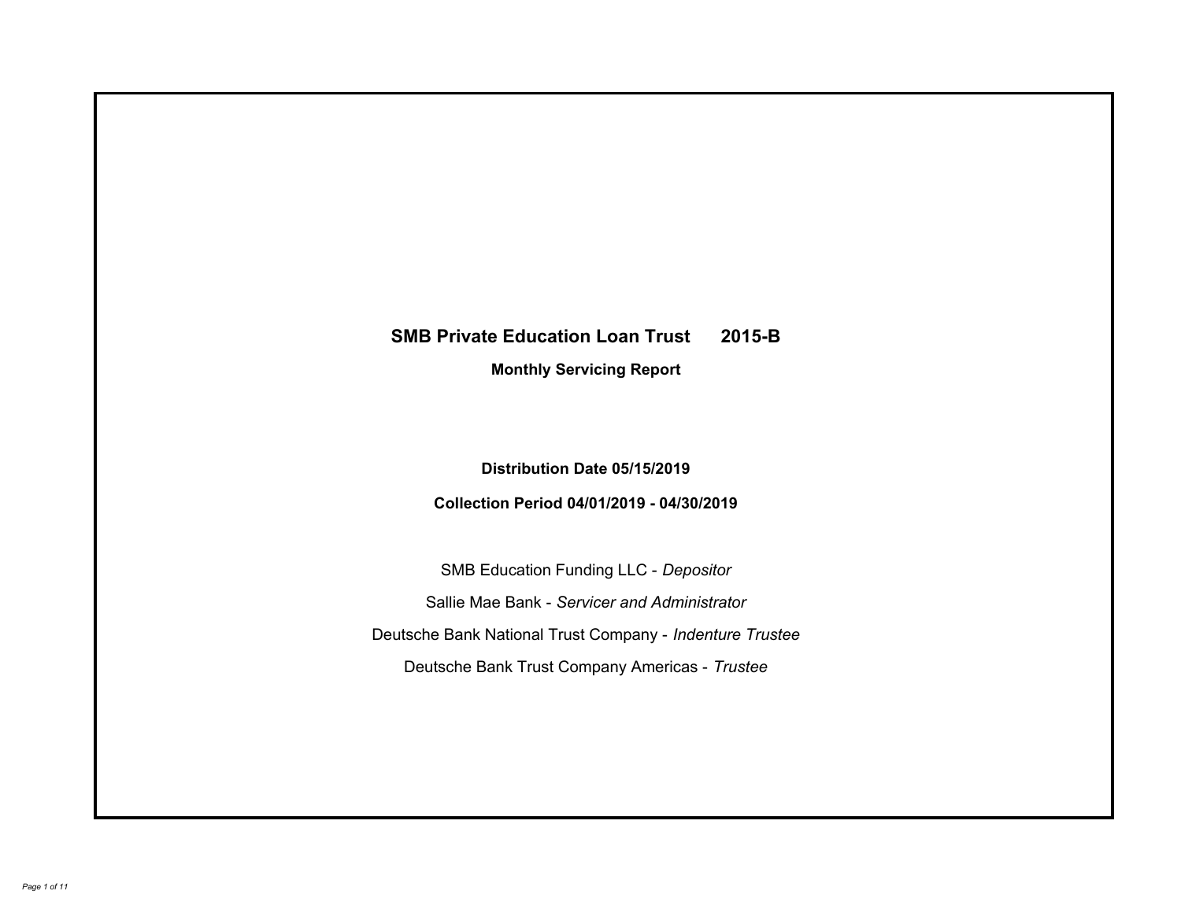# SMB Private Education Loan Trust 2015-B

## Monthly Servicing Report

**Distribution Date 05/15/2019**

**Collection Period 04/01/2019 - 04/30/2019**

SMB Education Funding LLC - *Depositor*

Sallie Mae Bank - *Servicer and Administrator*

Deutsche Bank National Trust Company - *Indenture Trustee*

Deutsche Bank Trust Company Americas - *Trustee*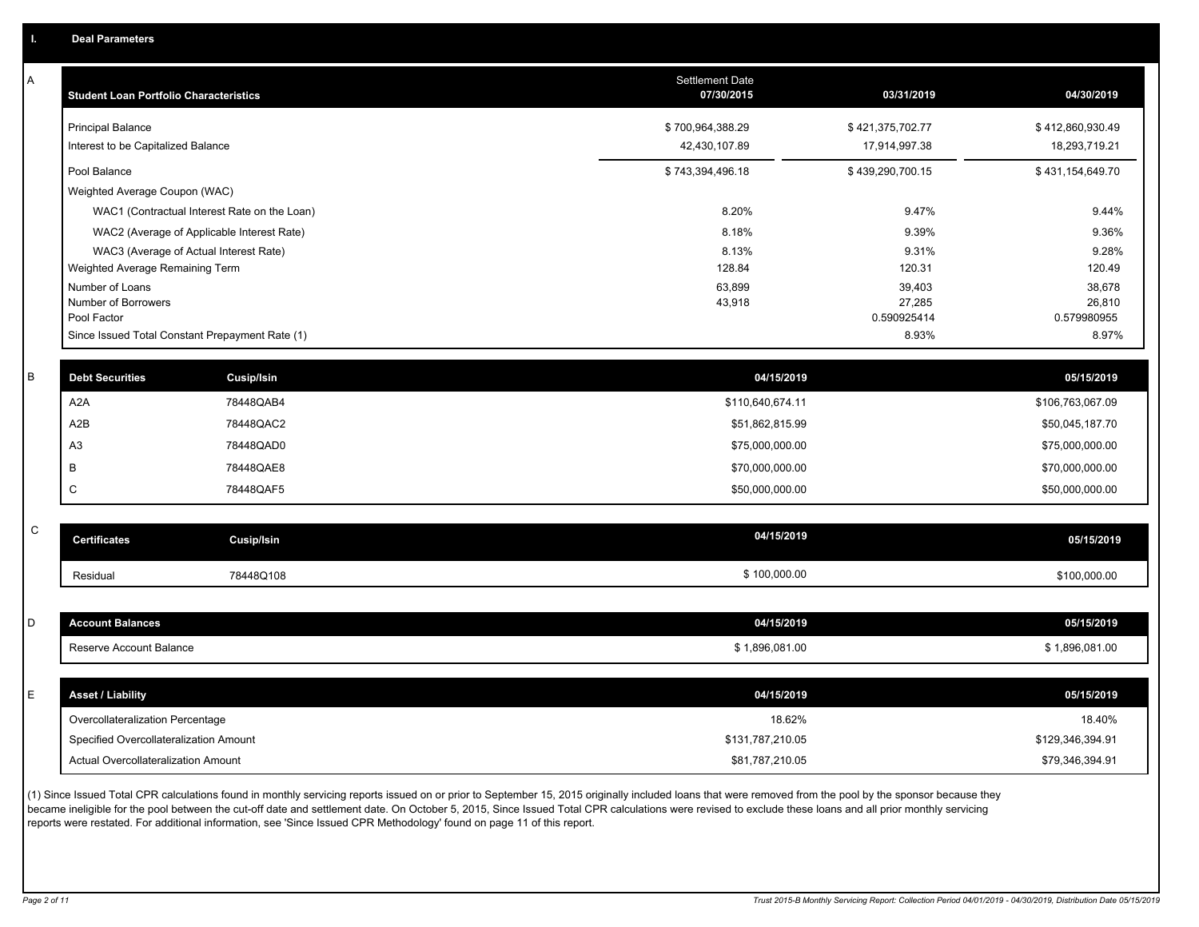## I. Deal Parameters

### A

| Student Loan Portfolio Characteristics | Settlement Date 07/30/2015 | 03/31/2019 | 04/30/2019 |
|---|---|---|---|
| Principal Balance | $ 700,964,388.29 | $ 421,375,702.77 | $ 412,860,930.49 |
| Interest to be Capitalized Balance | 42,430,107.89 | 17,914,997.38 | 18,293,719.21 |
| Pool Balance | $ 743,394,496.18 | $ 439,290,700.15 | $ 431,154,649.70 |
| Weighted Average Coupon (WAC) | | | |
| WAC1 (Contractual Interest Rate on the Loan) | 8.20% | 9.47% | 9.44% |
| WAC2 (Average of Applicable Interest Rate) | 8.18% | 9.39% | 9.36% |
| WAC3 (Average of Actual Interest Rate) | 8.13% | 9.31% | 9.28% |
| Weighted Average Remaining Term | 128.84 | 120.31 | 120.49 |
| Number of Loans | 63,899 | 39,403 | 38,678 |
| Number of Borrowers | 43,918 | 27,285 | 26,810 |
| Pool Factor | | 0.590925414 | 0.579980955 |
| Since Issued Total Constant Prepayment Rate (1) | | 8.93% | 8.97% |

### B

| Debt Securities | Cusip/Isin | 04/15/2019 | 05/15/2019 |
|---|---|---|---|
| A2A | 78448QAB4 | $110,640,674.11 | $106,763,067.09 |
| A2B | 78448QAC2 | $51,862,815.99 | $50,045,187.70 |
| A3 | 78448QAD0 | $75,000,000.00 | $75,000,000.00 |
| B | 78448QAE8 | $70,000,000.00 | $70,000,000.00 |
| C | 78448QAF5 | $50,000,000.00 | $50,000,000.00 |

### C

| Certificates | Cusip/Isin | 04/15/2019 | 05/15/2019 |
|---|---|---|---|
| Residual | 78448Q108 | $ 100,000.00 | $100,000.00 |

### D

| Account Balances | 04/15/2019 | 05/15/2019 |
|---|---|---|
| Reserve Account Balance | $ 1,896,081.00 | $ 1,896,081.00 |

### E

| Asset / Liability | 04/15/2019 | 05/15/2019 |
|---|---|---|
| Overcollateralization Percentage | 18.62% | 18.40% |
| Specified Overcollateralization Amount | $131,787,210.05 | $129,346,394.91 |
| Actual Overcollateralization Amount | $81,787,210.05 | $79,346,394.91 |

(1) Since Issued Total CPR calculations found in monthly servicing reports issued on or prior to September 15, 2015 originally included loans that were removed from the pool by the sponsor because they became ineligible for the pool between the cut-off date and settlement date. On October 5, 2015, Since Issued Total CPR calculations were revised to exclude these loans and all prior monthly servicing reports were restated. For additional information, see 'Since Issued CPR Methodology' found on page 11 of this report.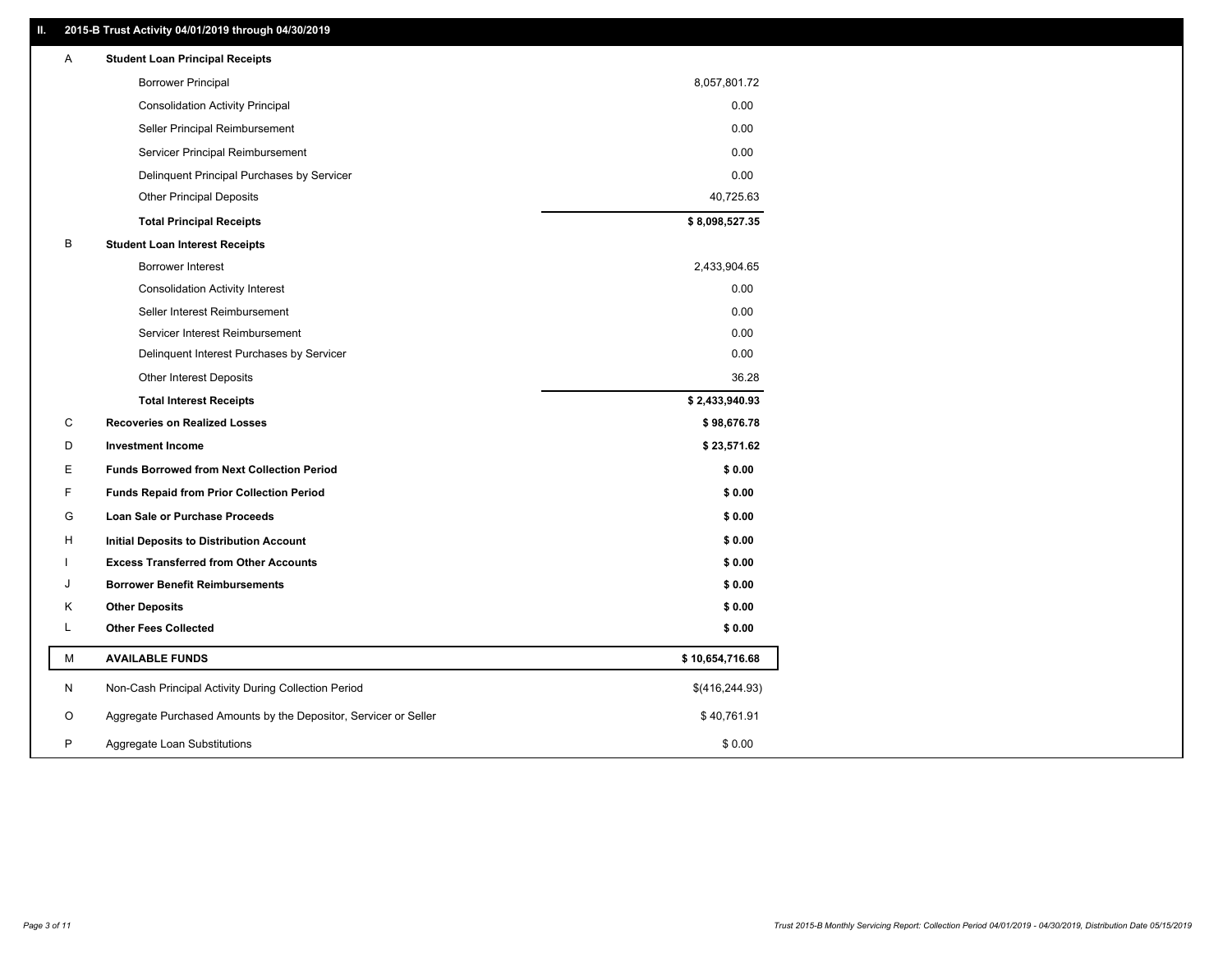## II. 2015-B Trust Activity 04/01/2019 through 04/30/2019

| | | |
|---|---|---|
| A | **Student Loan Principal Receipts** | |
| | Borrower Principal | 8,057,801.72 |
| | Consolidation Activity Principal | 0.00 |
| | Seller Principal Reimbursement | 0.00 |
| | Servicer Principal Reimbursement | 0.00 |
| | Delinquent Principal Purchases by Servicer | 0.00 |
| | Other Principal Deposits | 40,725.63 |
| | **Total Principal Receipts** | **$ 8,098,527.35** |
| B | **Student Loan Interest Receipts** | |
| | Borrower Interest | 2,433,904.65 |
| | Consolidation Activity Interest | 0.00 |
| | Seller Interest Reimbursement | 0.00 |
| | Servicer Interest Reimbursement | 0.00 |
| | Delinquent Interest Purchases by Servicer | 0.00 |
| | Other Interest Deposits | 36.28 |
| | **Total Interest Receipts** | **$ 2,433,940.93** |
| C | **Recoveries on Realized Losses** | **$ 98,676.78** |
| D | **Investment Income** | **$ 23,571.62** |
| E | **Funds Borrowed from Next Collection Period** | **$ 0.00** |
| F | **Funds Repaid from Prior Collection Period** | **$ 0.00** |
| G | **Loan Sale or Purchase Proceeds** | **$ 0.00** |
| H | **Initial Deposits to Distribution Account** | **$ 0.00** |
| I | **Excess Transferred from Other Accounts** | **$ 0.00** |
| J | **Borrower Benefit Reimbursements** | **$ 0.00** |
| K | **Other Deposits** | **$ 0.00** |
| L | **Other Fees Collected** | **$ 0.00** |
| M | **AVAILABLE FUNDS** | **$ 10,654,716.68** |
| N | Non-Cash Principal Activity During Collection Period | $(416,244.93) |
| O | Aggregate Purchased Amounts by the Depositor, Servicer or Seller | $ 40,761.91 |
| P | Aggregate Loan Substitutions | $ 0.00 |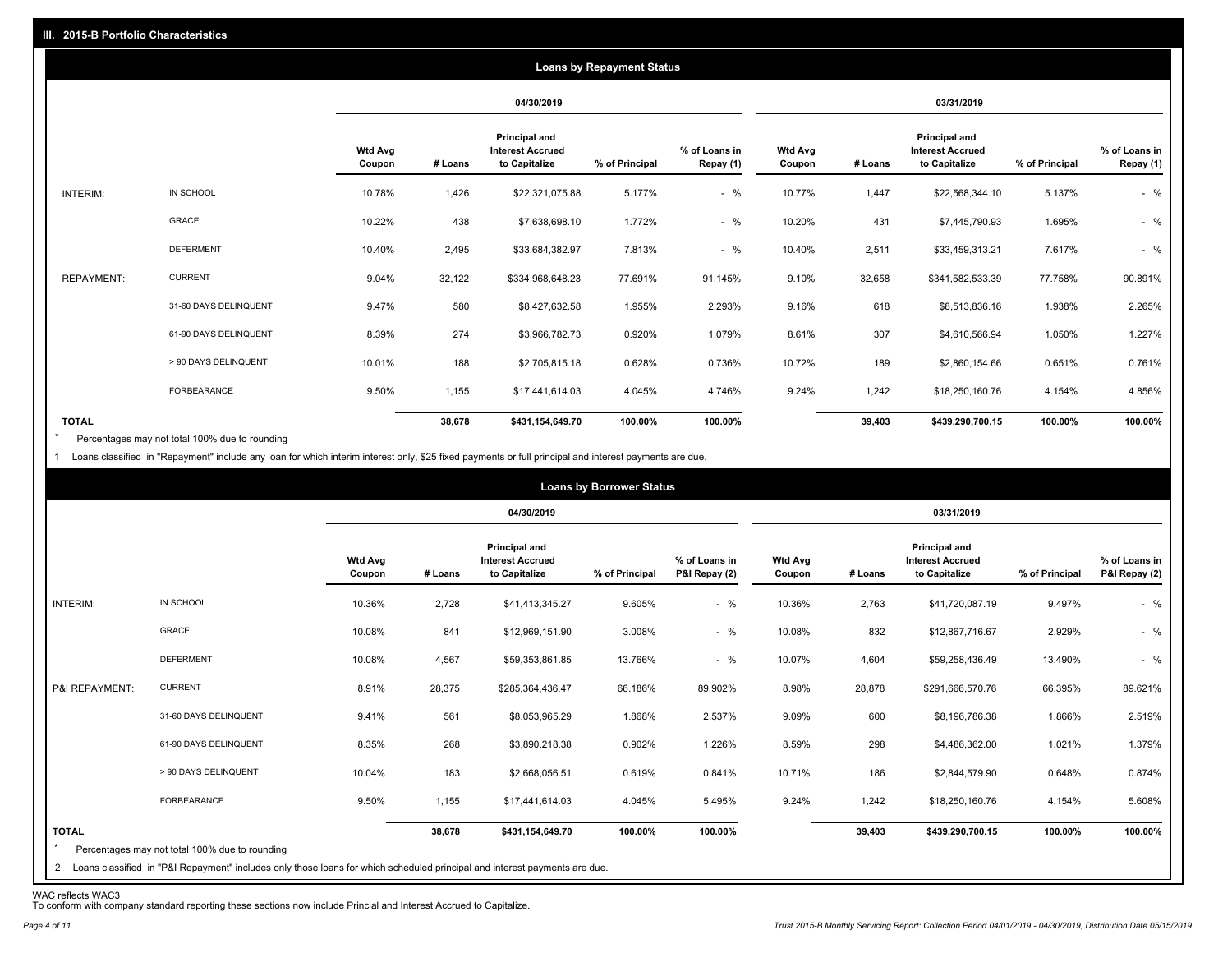## III. 2015-B Portfolio Characteristics

### Loans by Repayment Status

| | | 04/30/2019 | | | | | 03/31/2019 | | | | |
|---|---|---|---|---|---|---|---|---|---|---|---|
| | | Wtd Avg Coupon | # Loans | Principal and Interest Accrued to Capitalize | % of Principal | % of Loans in Repay (1) | Wtd Avg Coupon | # Loans | Principal and Interest Accrued to Capitalize | % of Principal | % of Loans in Repay (1) |
| INTERIM: | IN SCHOOL | 10.78% | 1,426 | $22,321,075.88 | 5.177% | - % | 10.77% | 1,447 | $22,568,344.10 | 5.137% | - % |
| | GRACE | 10.22% | 438 | $7,638,698.10 | 1.772% | - % | 10.20% | 431 | $7,445,790.93 | 1.695% | - % |
| | DEFERMENT | 10.40% | 2,495 | $33,684,382.97 | 7.813% | - % | 10.40% | 2,511 | $33,459,313.21 | 7.617% | - % |
| REPAYMENT: | CURRENT | 9.04% | 32,122 | $334,968,648.23 | 77.691% | 91.145% | 9.10% | 32,658 | $341,582,533.39 | 77.758% | 90.891% |
| | 31-60 DAYS DELINQUENT | 9.47% | 580 | $8,427,632.58 | 1.955% | 2.293% | 9.16% | 618 | $8,513,836.16 | 1.938% | 2.265% |
| | 61-90 DAYS DELINQUENT | 8.39% | 274 | $3,966,782.73 | 0.920% | 1.079% | 8.61% | 307 | $4,610,566.94 | 1.050% | 1.227% |
| | > 90 DAYS DELINQUENT | 10.01% | 188 | $2,705,815.18 | 0.628% | 0.736% | 10.72% | 189 | $2,860,154.66 | 0.651% | 0.761% |
| | FORBEARANCE | 9.50% | 1,155 | $17,441,614.03 | 4.045% | 4.746% | 9.24% | 1,242 | $18,250,160.76 | 4.154% | 4.856% |
| TOTAL | | | 38,678 | $431,154,649.70 | 100.00% | 100.00% | | 39,403 | $439,290,700.15 | 100.00% | 100.00% |

\* Percentages may not total 100% due to rounding

1 Loans classified in "Repayment" include any loan for which interim interest only, $25 fixed payments or full principal and interest payments are due.

### Loans by Borrower Status

| | | 04/30/2019 | | | | | 03/31/2019 | | | | |
|---|---|---|---|---|---|---|---|---|---|---|---|
| | | Wtd Avg Coupon | # Loans | Principal and Interest Accrued to Capitalize | % of Principal | % of Loans in P&I Repay (2) | Wtd Avg Coupon | # Loans | Principal and Interest Accrued to Capitalize | % of Principal | % of Loans in P&I Repay (2) |
| INTERIM: | IN SCHOOL | 10.36% | 2,728 | $41,413,345.27 | 9.605% | - % | 10.36% | 2,763 | $41,720,087.19 | 9.497% | - % |
| | GRACE | 10.08% | 841 | $12,969,151.90 | 3.008% | - % | 10.08% | 832 | $12,867,716.67 | 2.929% | - % |
| | DEFERMENT | 10.08% | 4,567 | $59,353,861.85 | 13.766% | - % | 10.07% | 4,604 | $59,258,436.49 | 13.490% | - % |
| P&I REPAYMENT: | CURRENT | 8.91% | 28,375 | $285,364,436.47 | 66.186% | 89.902% | 8.98% | 28,878 | $291,666,570.76 | 66.395% | 89.621% |
| | 31-60 DAYS DELINQUENT | 9.41% | 561 | $8,053,965.29 | 1.868% | 2.537% | 9.09% | 600 | $8,196,786.38 | 1.866% | 2.519% |
| | 61-90 DAYS DELINQUENT | 8.35% | 268 | $3,890,218.38 | 0.902% | 1.226% | 8.59% | 298 | $4,486,362.00 | 1.021% | 1.379% |
| | > 90 DAYS DELINQUENT | 10.04% | 183 | $2,668,056.51 | 0.619% | 0.841% | 10.71% | 186 | $2,844,579.90 | 0.648% | 0.874% |
| | FORBEARANCE | 9.50% | 1,155 | $17,441,614.03 | 4.045% | 5.495% | 9.24% | 1,242 | $18,250,160.76 | 4.154% | 5.608% |
| TOTAL | | | 38,678 | $431,154,649.70 | 100.00% | 100.00% | | 39,403 | $439,290,700.15 | 100.00% | 100.00% |

\* Percentages may not total 100% due to rounding

2 Loans classified in "P&I Repayment" includes only those loans for which scheduled principal and interest payments are due.

WAC reflects WAC3
To conform with company standard reporting these sections now include Princial and Interest Accrued to Capitalize.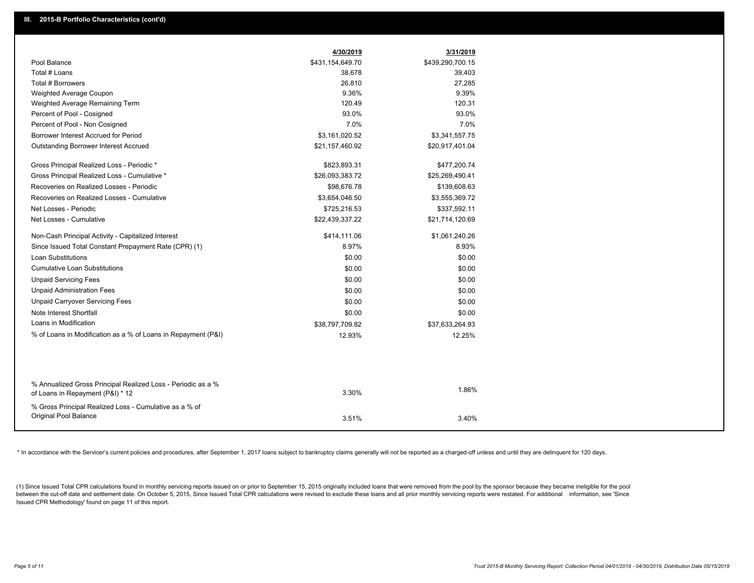## III. 2015-B Portfolio Characteristics (cont'd)

| | 4/30/2019 | 3/31/2019 |
|---|---|---|
| Pool Balance | $431,154,649.70 | $439,290,700.15 |
| Total # Loans | 38,678 | 39,403 |
| Total # Borrowers | 26,810 | 27,285 |
| Weighted Average Coupon | 9.36% | 9.39% |
| Weighted Average Remaining Term | 120.49 | 120.31 |
| Percent of Pool - Cosigned | 93.0% | 93.0% |
| Percent of Pool - Non Cosigned | 7.0% | 7.0% |
| Borrower Interest Accrued for Period | $3,161,020.52 | $3,341,557.75 |
| Outstanding Borrower Interest Accrued | $21,157,460.92 | $20,917,401.04 |
| Gross Principal Realized Loss - Periodic * | $823,893.31 | $477,200.74 |
| Gross Principal Realized Loss - Cumulative * | $26,093,383.72 | $25,269,490.41 |
| Recoveries on Realized Losses - Periodic | $98,676.78 | $139,608.63 |
| Recoveries on Realized Losses - Cumulative | $3,654,046.50 | $3,555,369.72 |
| Net Losses - Periodic | $725,216.53 | $337,592.11 |
| Net Losses - Cumulative | $22,439,337.22 | $21,714,120.69 |
| Non-Cash Principal Activity - Capitalized Interest | $414,111.06 | $1,061,240.26 |
| Since Issued Total Constant Prepayment Rate (CPR) (1) | 8.97% | 8.93% |
| Loan Substitutions | $0.00 | $0.00 |
| Cumulative Loan Substitutions | $0.00 | $0.00 |
| Unpaid Servicing Fees | $0.00 | $0.00 |
| Unpaid Administration Fees | $0.00 | $0.00 |
| Unpaid Carryover Servicing Fees | $0.00 | $0.00 |
| Note Interest Shortfall | $0.00 | $0.00 |
| Loans in Modification | $38,797,709.82 | $37,633,264.93 |
| % of Loans in Modification as a % of Loans in Repayment (P&I) | 12.93% | 12.25% |
| % Annualized Gross Principal Realized Loss - Periodic as a % of Loans in Repayment (P&I) * 12 | 3.30% | 1.86% |
| % Gross Principal Realized Loss - Cumulative as a % of Original Pool Balance | 3.51% | 3.40% |

* In accordance with the Servicer's current policies and procedures, after September 1, 2017 loans subject to bankruptcy claims generally will not be reported as a charged-off unless and until they are delinquent for 120 days.

(1) Since Issued Total CPR calculations found in monthly servicing reports issued on or prior to September 15, 2015 originally included loans that were removed from the pool by the sponsor because they became ineligible for the pool between the cut-off date and settlement date. On October 5, 2015, Since Issued Total CPR calculations were revised to exclude these loans and all prior monthly servicing reports were restated. For additional information, see 'Since Issued CPR Methodology' found on page 11 of this report.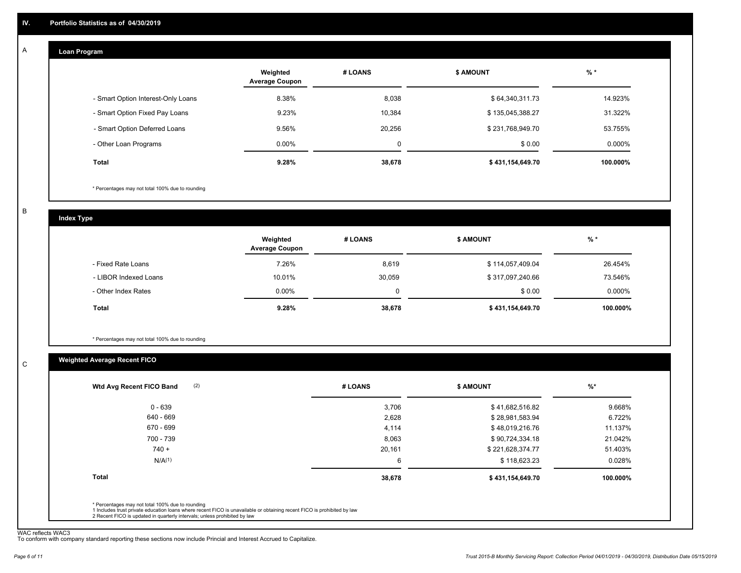## IV. Portfolio Statistics as of 04/30/2019

### A Loan Program

| | Weighted Average Coupon | # LOANS | $ AMOUNT | % * |
|---|---|---|---|---|
| - Smart Option Interest-Only Loans | 8.38% | 8,038 | $ 64,340,311.73 | 14.923% |
| - Smart Option Fixed Pay Loans | 9.23% | 10,384 | $ 135,045,388.27 | 31.322% |
| - Smart Option Deferred Loans | 9.56% | 20,256 | $ 231,768,949.70 | 53.755% |
| - Other Loan Programs | 0.00% | 0 | $ 0.00 | 0.000% |
| **Total** | **9.28%** | **38,678** | **$ 431,154,649.70** | **100.000%** |

* Percentages may not total 100% due to rounding

### B Index Type

| | Weighted Average Coupon | # LOANS | $ AMOUNT | % * |
|---|---|---|---|---|
| - Fixed Rate Loans | 7.26% | 8,619 | $ 114,057,409.04 | 26.454% |
| - LIBOR Indexed Loans | 10.01% | 30,059 | $ 317,097,240.66 | 73.546% |
| - Other Index Rates | 0.00% | 0 | $ 0.00 | 0.000% |
| **Total** | **9.28%** | **38,678** | **$ 431,154,649.70** | **100.000%** |

* Percentages may not total 100% due to rounding

### C Weighted Average Recent FICO

| Wtd Avg Recent FICO Band (2) | # LOANS | $ AMOUNT | %* |
|---|---|---|---|
| 0 - 639 | 3,706 | $ 41,682,516.82 | 9.668% |
| 640 - 669 | 2,628 | $ 28,981,583.94 | 6.722% |
| 670 - 699 | 4,114 | $ 48,019,216.76 | 11.137% |
| 700 - 739 | 8,063 | $ 90,724,334.18 | 21.042% |
| 740 + | 20,161 | $ 221,628,374.77 | 51.403% |
| N/A(1) | 6 | $ 118,623.23 | 0.028% |
| **Total** | **38,678** | **$ 431,154,649.70** | **100.000%** |

* Percentages may not total 100% due to rounding
1 Includes trust private education loans where recent FICO is unavailable or obtaining recent FICO is prohibited by law
2 Recent FICO is updated in quarterly intervals; unless prohibited by law

WAC reflects WAC3
To conform with company standard reporting these sections now include Princial and Interest Accrued to Capitalize.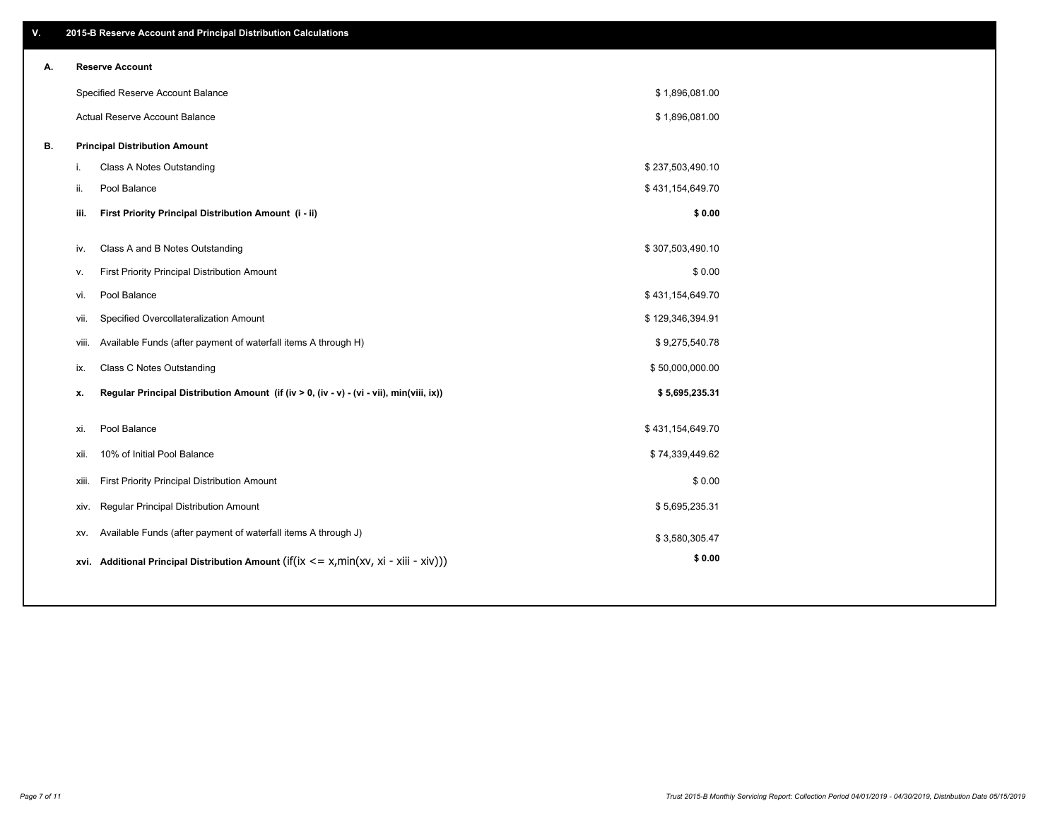## V. 2015-B Reserve Account and Principal Distribution Calculations

### A. Reserve Account

| | |
|---|---|
| Specified Reserve Account Balance | $ 1,896,081.00 |
| Actual Reserve Account Balance | $ 1,896,081.00 |

### B. Principal Distribution Amount

| | | |
|---|---|---|
| i. | Class A Notes Outstanding | $ 237,503,490.10 |
| ii. | Pool Balance | $ 431,154,649.70 |
| **iii.** | **First Priority Principal Distribution Amount (i - ii)** | **$ 0.00** |
| iv. | Class A and B Notes Outstanding | $ 307,503,490.10 |
| v. | First Priority Principal Distribution Amount | $ 0.00 |
| vi. | Pool Balance | $ 431,154,649.70 |
| vii. | Specified Overcollateralization Amount | $ 129,346,394.91 |
| viii. | Available Funds (after payment of waterfall items A through H) | $ 9,275,540.78 |
| ix. | Class C Notes Outstanding | $ 50,000,000.00 |
| **x.** | **Regular Principal Distribution Amount (if (iv > 0, (iv - v) - (vi - vii), min(viii, ix))** | **$ 5,695,235.31** |
| xi. | Pool Balance | $ 431,154,649.70 |
| xii. | 10% of Initial Pool Balance | $ 74,339,449.62 |
| xiii. | First Priority Principal Distribution Amount | $ 0.00 |
| xiv. | Regular Principal Distribution Amount | $ 5,695,235.31 |
| xv. | Available Funds (after payment of waterfall items A through J) | $ 3,580,305.47 |
| **xvi.** | **Additional Principal Distribution Amount** (if(ix <= x,min(xv, xi - xiii - xiv))) | **$ 0.00** |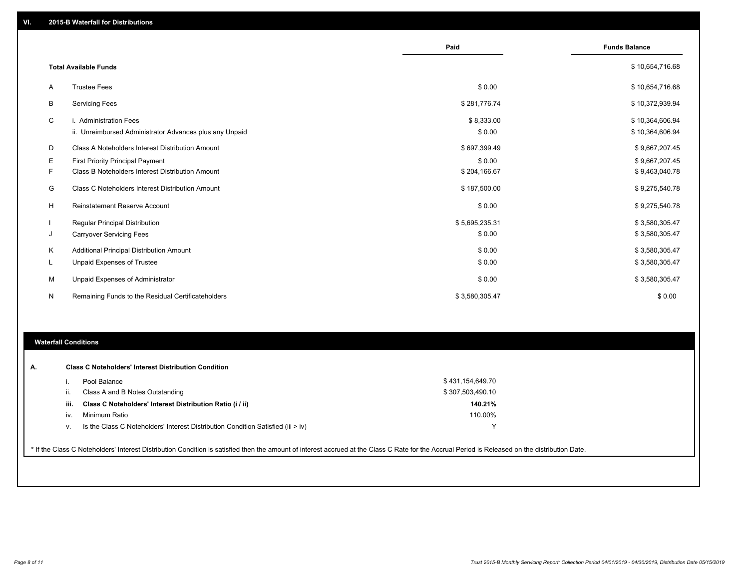## VI. 2015-B Waterfall for Distributions

| | | Paid | Funds Balance |
|---|---|---|---|
| | **Total Available Funds** | | $ 10,654,716.68 |
| A | Trustee Fees | $ 0.00 | $ 10,654,716.68 |
| B | Servicing Fees | $ 281,776.74 | $ 10,372,939.94 |
| C | i. Administration Fees | $ 8,333.00 | $ 10,364,606.94 |
| | ii. Unreimbursed Administrator Advances plus any Unpaid | $ 0.00 | $ 10,364,606.94 |
| D | Class A Noteholders Interest Distribution Amount | $ 697,399.49 | $ 9,667,207.45 |
| E | First Priority Principal Payment | $ 0.00 | $ 9,667,207.45 |
| F | Class B Noteholders Interest Distribution Amount | $ 204,166.67 | $ 9,463,040.78 |
| G | Class C Noteholders Interest Distribution Amount | $ 187,500.00 | $ 9,275,540.78 |
| H | Reinstatement Reserve Account | $ 0.00 | $ 9,275,540.78 |
| I | Regular Principal Distribution | $ 5,695,235.31 | $ 3,580,305.47 |
| J | Carryover Servicing Fees | $ 0.00 | $ 3,580,305.47 |
| K | Additional Principal Distribution Amount | $ 0.00 | $ 3,580,305.47 |
| L | Unpaid Expenses of Trustee | $ 0.00 | $ 3,580,305.47 |
| M | Unpaid Expenses of Administrator | $ 0.00 | $ 3,580,305.47 |
| N | Remaining Funds to the Residual Certificateholders | $ 3,580,305.47 | $ 0.00 |

### Waterfall Conditions

| | | |
|---|---|---|
| **A.** | **Class C Noteholders' Interest Distribution Condition** | |
| i. | Pool Balance | $ 431,154,649.70 |
| ii. | Class A and B Notes Outstanding | $ 307,503,490.10 |
| **iii.** | **Class C Noteholders' Interest Distribution Ratio (i / ii)** | **140.21%** |
| iv. | Minimum Ratio | 110.00% |
| v. | Is the Class C Noteholders' Interest Distribution Condition Satisfied (iii > iv) | Y |

* If the Class C Noteholders' Interest Distribution Condition is satisfied then the amount of interest accrued at the Class C Rate for the Accrual Period is Released on the distribution Date.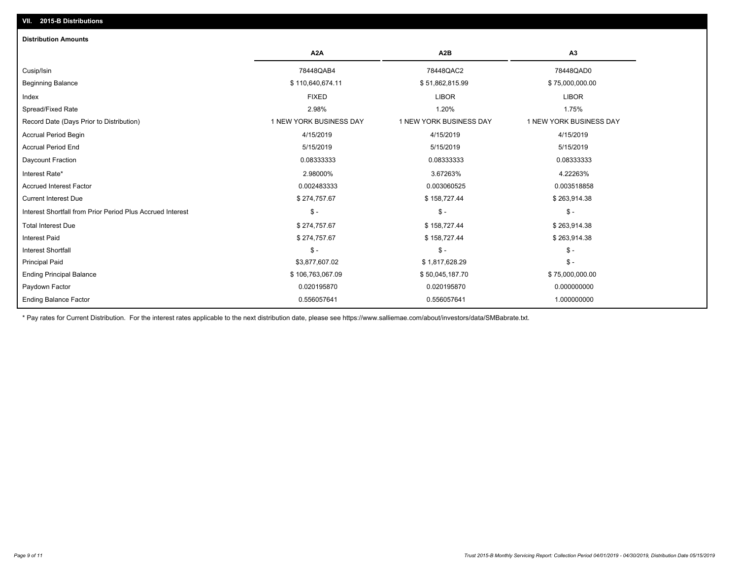## VII. 2015-B Distributions

### Distribution Amounts

| | A2A | A2B | A3 |
|---|---|---|---|
| Cusip/Isin | 78448QAB4 | 78448QAC2 | 78448QAD0 |
| Beginning Balance | $ 110,640,674.11 | $ 51,862,815.99 | $ 75,000,000.00 |
| Index | FIXED | LIBOR | LIBOR |
| Spread/Fixed Rate | 2.98% | 1.20% | 1.75% |
| Record Date (Days Prior to Distribution) | 1 NEW YORK BUSINESS DAY | 1 NEW YORK BUSINESS DAY | 1 NEW YORK BUSINESS DAY |
| Accrual Period Begin | 4/15/2019 | 4/15/2019 | 4/15/2019 |
| Accrual Period End | 5/15/2019 | 5/15/2019 | 5/15/2019 |
| Daycount Fraction | 0.08333333 | 0.08333333 | 0.08333333 |
| Interest Rate* | 2.98000% | 3.67263% | 4.22263% |
| Accrued Interest Factor | 0.002483333 | 0.003060525 | 0.003518858 |
| Current Interest Due | $ 274,757.67 | $ 158,727.44 | $ 263,914.38 |
| Interest Shortfall from Prior Period Plus Accrued Interest | $ - | $ - | $ - |
| Total Interest Due | $ 274,757.67 | $ 158,727.44 | $ 263,914.38 |
| Interest Paid | $ 274,757.67 | $ 158,727.44 | $ 263,914.38 |
| Interest Shortfall | $ - | $ - | $ - |
| Principal Paid | $3,877,607.02 | $ 1,817,628.29 | $ - |
| Ending Principal Balance | $ 106,763,067.09 | $ 50,045,187.70 | $ 75,000,000.00 |
| Paydown Factor | 0.020195870 | 0.020195870 | 0.000000000 |
| Ending Balance Factor | 0.556057641 | 0.556057641 | 1.000000000 |

* Pay rates for Current Distribution. For the interest rates applicable to the next distribution date, please see https://www.salliemae.com/about/investors/data/SMBabrate.txt.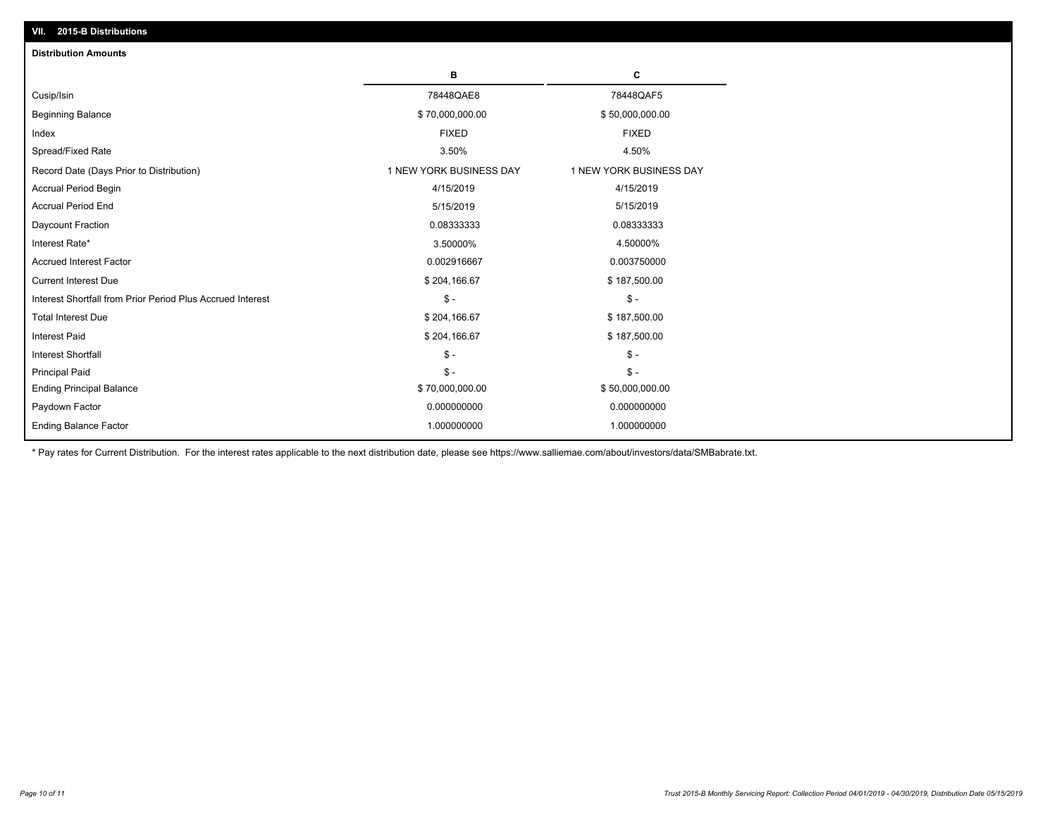## VII. 2015-B Distributions

### Distribution Amounts

| | B | C |
|---|---|---|
| Cusip/Isin | 78448QAE8 | 78448QAF5 |
| Beginning Balance | $ 70,000,000.00 | $ 50,000,000.00 |
| Index | FIXED | FIXED |
| Spread/Fixed Rate | 3.50% | 4.50% |
| Record Date (Days Prior to Distribution) | 1 NEW YORK BUSINESS DAY | 1 NEW YORK BUSINESS DAY |
| Accrual Period Begin | 4/15/2019 | 4/15/2019 |
| Accrual Period End | 5/15/2019 | 5/15/2019 |
| Daycount Fraction | 0.08333333 | 0.08333333 |
| Interest Rate* | 3.50000% | 4.50000% |
| Accrued Interest Factor | 0.002916667 | 0.003750000 |
| Current Interest Due | $ 204,166.67 | $ 187,500.00 |
| Interest Shortfall from Prior Period Plus Accrued Interest | $ - | $ - |
| Total Interest Due | $ 204,166.67 | $ 187,500.00 |
| Interest Paid | $ 204,166.67 | $ 187,500.00 |
| Interest Shortfall | $ - | $ - |
| Principal Paid | $ - | $ - |
| Ending Principal Balance | $ 70,000,000.00 | $ 50,000,000.00 |
| Paydown Factor | 0.000000000 | 0.000000000 |
| Ending Balance Factor | 1.000000000 | 1.000000000 |

* Pay rates for Current Distribution. For the interest rates applicable to the next distribution date, please see https://www.salliemae.com/about/investors/data/SMBabrate.txt.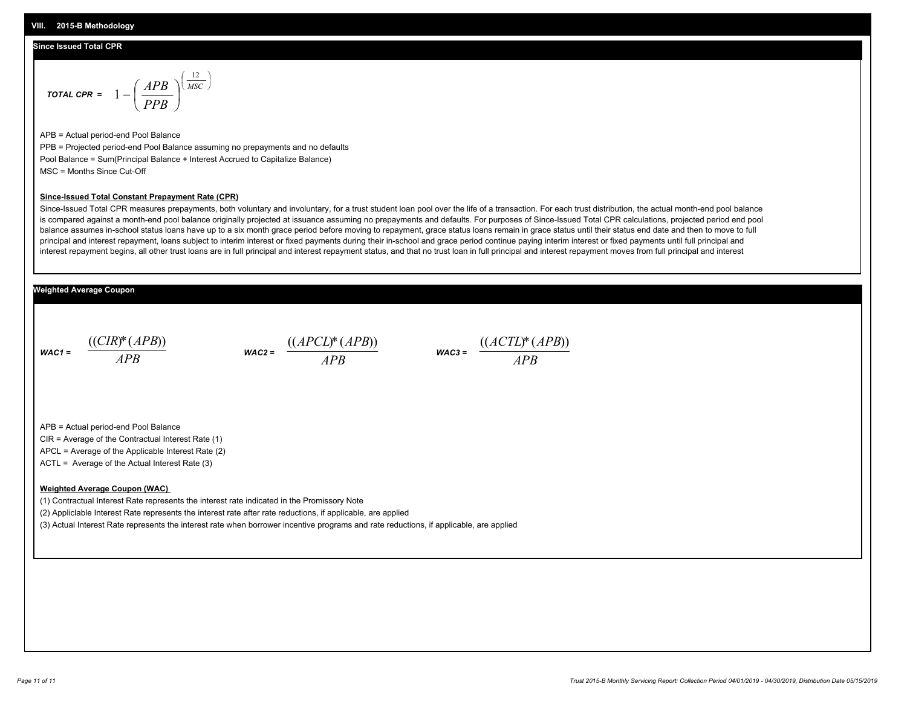## VIII. 2015-B Methodology

### Since Issued Total CPR

$$\textit{TOTAL CPR} = 1 - \left( \frac{APB}{PPB} \right)^{\left( \frac{12}{MSC} \right)}$$

APB = Actual period-end Pool Balance

PPB = Projected period-end Pool Balance assuming no prepayments and no defaults

Pool Balance = Sum(Principal Balance + Interest Accrued to Capitalize Balance)

MSC = Months Since Cut-Off

**Since-Issued Total Constant Prepayment Rate (CPR)**

Since-Issued Total CPR measures prepayments, both voluntary and involuntary, for a trust student loan pool over the life of a transaction. For each trust distribution, the actual month-end pool balance is compared against a month-end pool balance originally projected at issuance assuming no prepayments and defaults. For purposes of Since-Issued Total CPR calculations, projected period end pool balance assumes in-school status loans have up to a six month grace period before moving to repayment, grace status loans remain in grace status until their status end date and then to move to full principal and interest repayment, loans subject to interim interest or fixed payments during their in-school and grace period continue paying interim interest or fixed payments until full principal and interest repayment begins, all other trust loans are in full principal and interest repayment status, and that no trust loan in full principal and interest repayment moves from full principal and interest

### Weighted Average Coupon

$$\textit{WAC1} = \frac{((CIR)*(APB))}{APB} \qquad \textit{WAC2} = \frac{((APCL)*(APB))}{APB} \qquad \textit{WAC3} = \frac{((ACTL)*(APB))}{APB}$$

APB = Actual period-end Pool Balance

CIR = Average of the Contractual Interest Rate (1)

APCL = Average of the Applicable Interest Rate (2)

ACTL = Average of the Actual Interest Rate (3)

**Weighted Average Coupon (WAC)**

(1) Contractual Interest Rate represents the interest rate indicated in the Promissory Note

(2) Appliclable Interest Rate represents the interest rate after rate reductions, if applicable, are applied

(3) Actual Interest Rate represents the interest rate when borrower incentive programs and rate reductions, if applicable, are applied